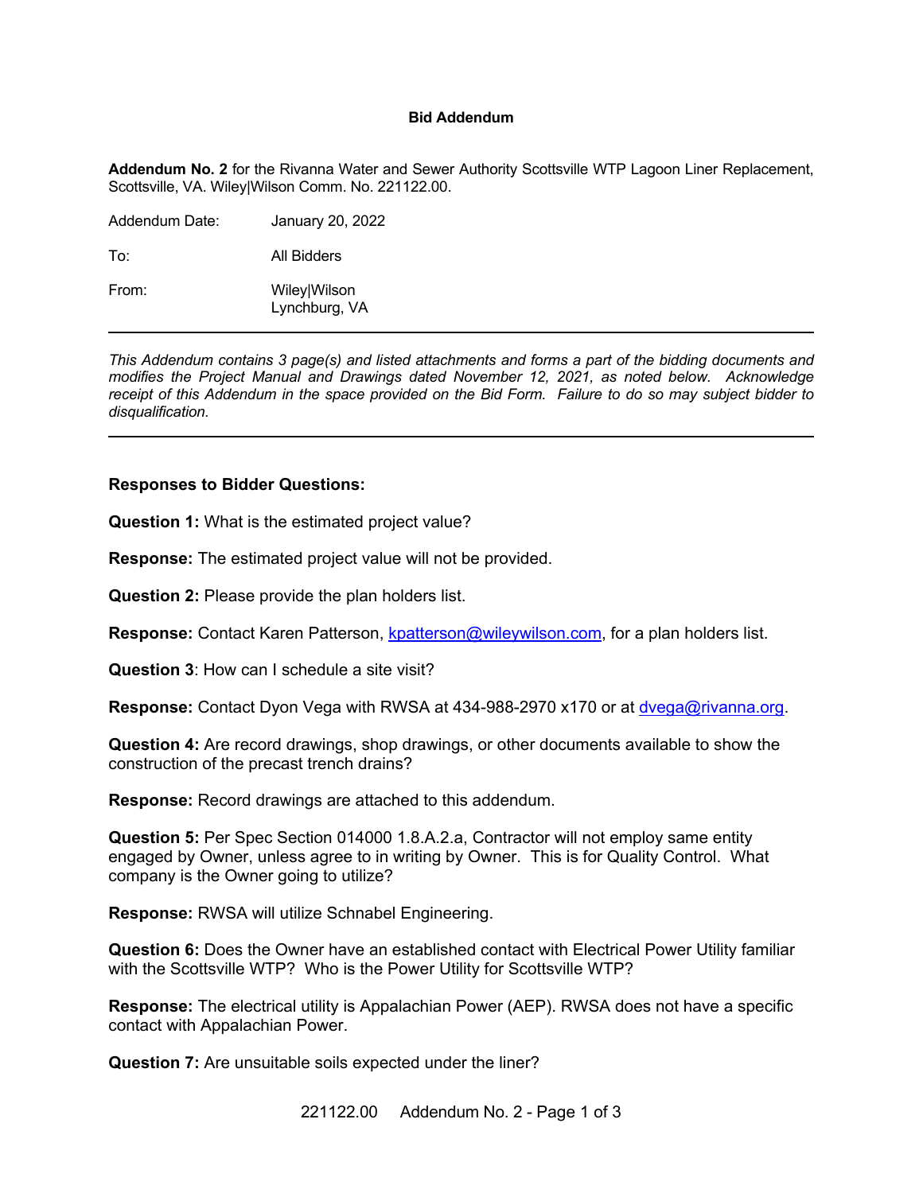# Bid Addendum

**Addendum No. 2** for the Rivanna Water and Sewer Authority Scottsville WTP Lagoon Liner Replacement, Scottsville, VA. Wiley|Wilson Comm. No. 221122.00.

Addendum Date: January 20, 2022

To: All Bidders

From: Wiley|Wilson
Lynchburg, VA

---

*This Addendum contains 3 page(s) and listed attachments and forms a part of the bidding documents and modifies the Project Manual and Drawings dated November 12, 2021, as noted below. Acknowledge receipt of this Addendum in the space provided on the Bid Form. Failure to do so may subject bidder to disqualification.*

---

**Responses to Bidder Questions:**

**Question 1:** What is the estimated project value?

**Response:** The estimated project value will not be provided.

**Question 2:** Please provide the plan holders list.

**Response:** Contact Karen Patterson, kpatterson@wileywilson.com, for a plan holders list.

**Question 3**: How can I schedule a site visit?

**Response:** Contact Dyon Vega with RWSA at 434-988-2970 x170 or at dvega@rivanna.org.

**Question 4:** Are record drawings, shop drawings, or other documents available to show the construction of the precast trench drains?

**Response:** Record drawings are attached to this addendum.

**Question 5:** Per Spec Section 014000 1.8.A.2.a, Contractor will not employ same entity engaged by Owner, unless agree to in writing by Owner. This is for Quality Control. What company is the Owner going to utilize?

**Response:** RWSA will utilize Schnabel Engineering.

**Question 6:** Does the Owner have an established contact with Electrical Power Utility familiar with the Scottsville WTP? Who is the Power Utility for Scottsville WTP?

**Response:** The electrical utility is Appalachian Power (AEP). RWSA does not have a specific contact with Appalachian Power.

**Question 7:** Are unsuitable soils expected under the liner?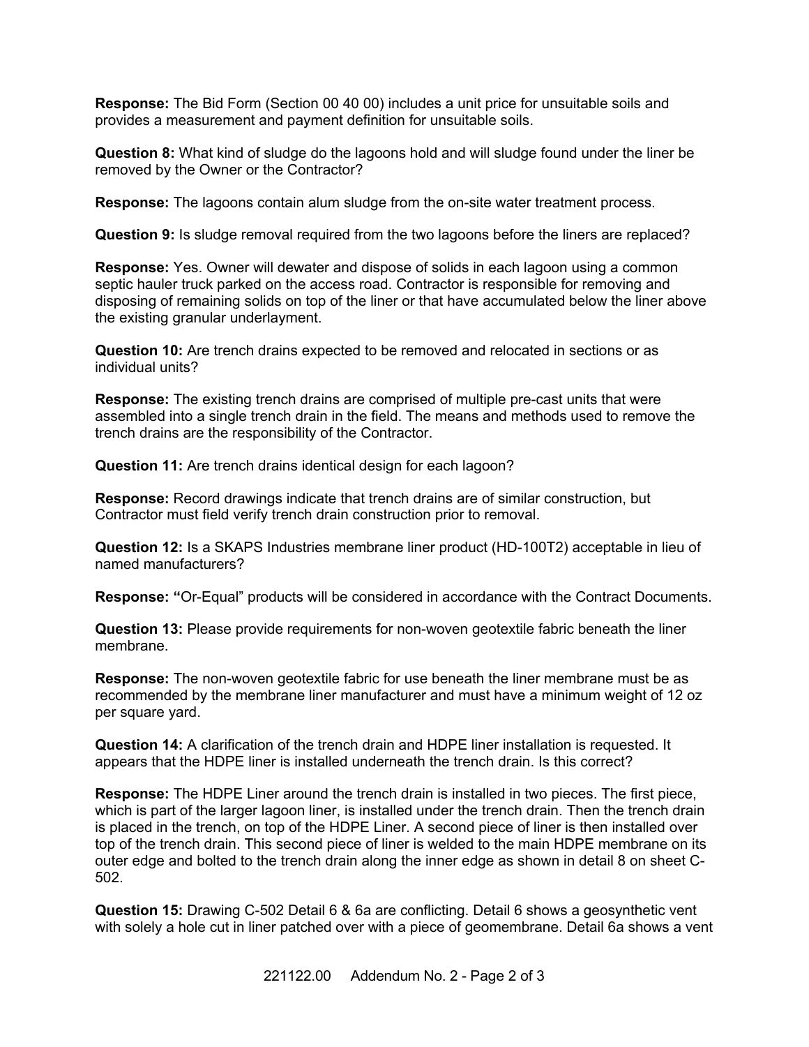**Response:** The Bid Form (Section 00 40 00) includes a unit price for unsuitable soils and provides a measurement and payment definition for unsuitable soils.

**Question 8:** What kind of sludge do the lagoons hold and will sludge found under the liner be removed by the Owner or the Contractor?

**Response:** The lagoons contain alum sludge from the on-site water treatment process.

**Question 9:** Is sludge removal required from the two lagoons before the liners are replaced?

**Response:** Yes. Owner will dewater and dispose of solids in each lagoon using a common septic hauler truck parked on the access road. Contractor is responsible for removing and disposing of remaining solids on top of the liner or that have accumulated below the liner above the existing granular underlayment.

**Question 10:** Are trench drains expected to be removed and relocated in sections or as individual units?

**Response:** The existing trench drains are comprised of multiple pre-cast units that were assembled into a single trench drain in the field. The means and methods used to remove the trench drains are the responsibility of the Contractor.

**Question 11:** Are trench drains identical design for each lagoon?

**Response:** Record drawings indicate that trench drains are of similar construction, but Contractor must field verify trench drain construction prior to removal.

**Question 12:** Is a SKAPS Industries membrane liner product (HD-100T2) acceptable in lieu of named manufacturers?

**Response:** "Or-Equal" products will be considered in accordance with the Contract Documents.

**Question 13:** Please provide requirements for non-woven geotextile fabric beneath the liner membrane.

**Response:** The non-woven geotextile fabric for use beneath the liner membrane must be as recommended by the membrane liner manufacturer and must have a minimum weight of 12 oz per square yard.

**Question 14:** A clarification of the trench drain and HDPE liner installation is requested. It appears that the HDPE liner is installed underneath the trench drain. Is this correct?

**Response:** The HDPE Liner around the trench drain is installed in two pieces. The first piece, which is part of the larger lagoon liner, is installed under the trench drain. Then the trench drain is placed in the trench, on top of the HDPE Liner. A second piece of liner is then installed over top of the trench drain. This second piece of liner is welded to the main HDPE membrane on its outer edge and bolted to the trench drain along the inner edge as shown in detail 8 on sheet C-502.

**Question 15:** Drawing C-502 Detail 6 & 6a are conflicting. Detail 6 shows a geosynthetic vent with solely a hole cut in liner patched over with a piece of geomembrane. Detail 6a shows a vent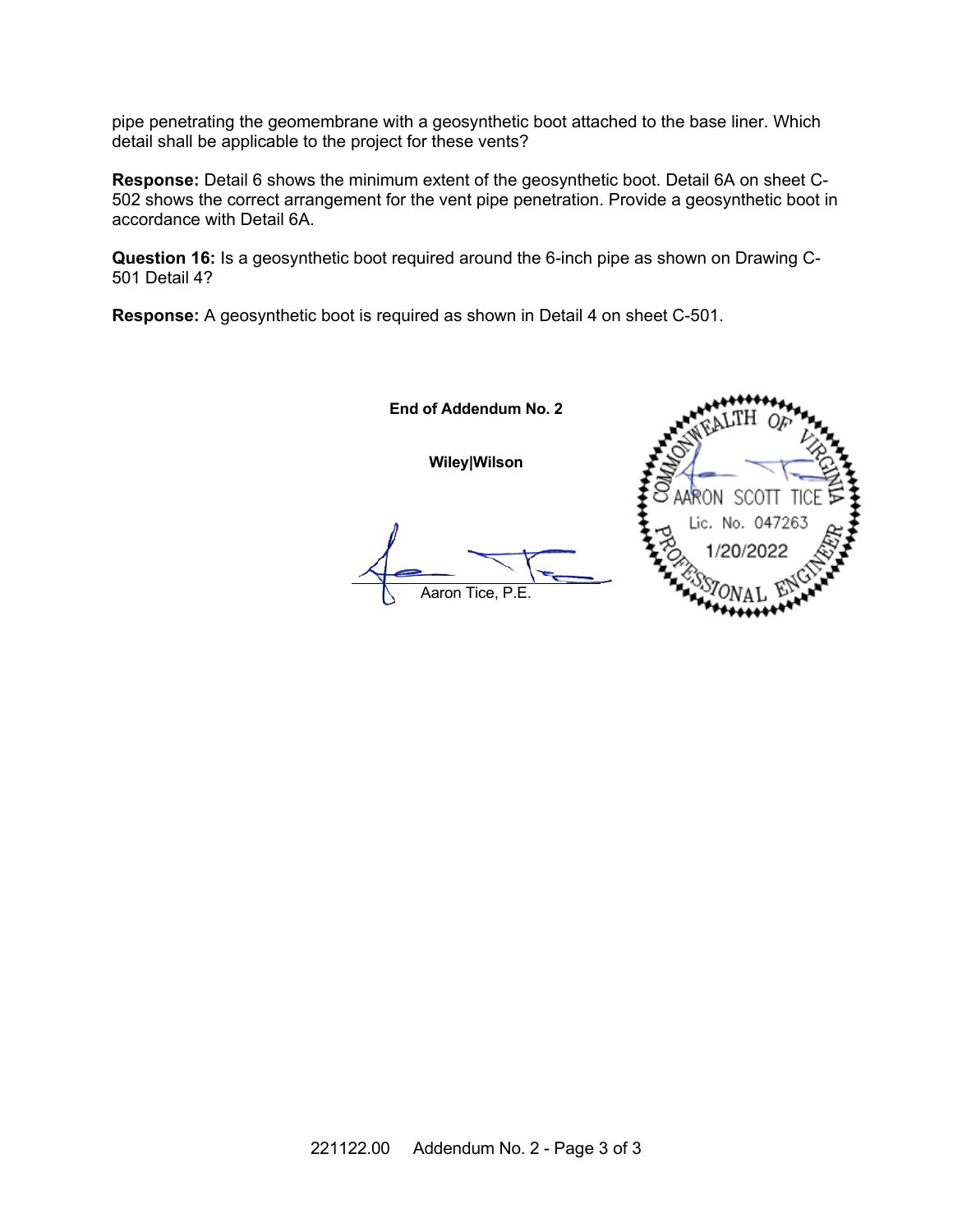pipe penetrating the geomembrane with a geosynthetic boot attached to the base liner. Which detail shall be applicable to the project for these vents?

**Response:** Detail 6 shows the minimum extent of the geosynthetic boot. Detail 6A on sheet C-502 shows the correct arrangement for the vent pipe penetration. Provide a geosynthetic boot in accordance with Detail 6A.

**Question 16:** Is a geosynthetic boot required around the 6-inch pipe as shown on Drawing C-501 Detail 4?

**Response:** A geosynthetic boot is required as shown in Detail 4 on sheet C-501.

**End of Addendum No. 2**

**Wiley|Wilson**

Aaron Tice, P.E.

COMMONWEALTH OF VIRGINIA
AARON SCOTT TICE
Lic. No. 047263
1/20/2022
PROFESSIONAL ENGINEER